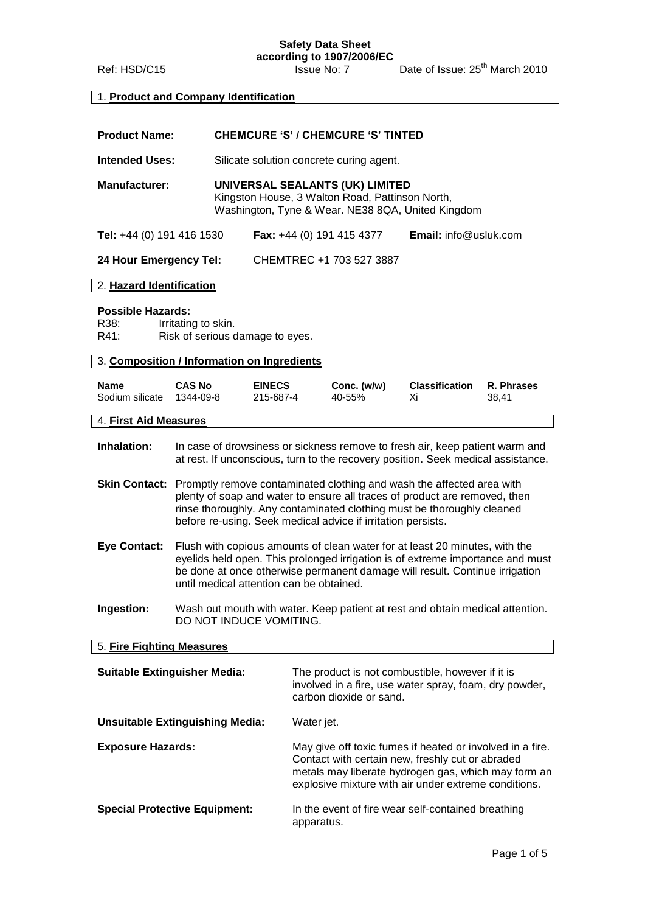**Safety Data Sheet**
**according to 1907/2006/EC**

Ref: HSD/C15 Issue No: 7 Date of Issue: 25th March 2010

## 1. Product and Company Identification

**Product Name:** **CHEMCURE 'S' / CHEMCURE 'S' TINTED**

**Intended Uses:** Silicate solution concrete curing agent.

**Manufacturer:** **UNIVERSAL SEALANTS (UK) LIMITED**
Kingston House, 3 Walton Road, Pattinson North,
Washington, Tyne & Wear. NE38 8QA, United Kingdom

**Tel:** +44 (0) 191 416 1530 **Fax:** +44 (0) 191 415 4377 **Email:** info@usluk.com

**24 Hour Emergency Tel:** CHEMTREC +1 703 527 3887

## 2. Hazard Identification

**Possible Hazards:**

R38: Irritating to skin.
R41: Risk of serious damage to eyes.

## 3. Composition / Information on Ingredients

| Name | CAS No | EINECS | Conc. (w/w) | Classification | R. Phrases |
|---|---|---|---|---|---|
| Sodium silicate | 1344-09-8 | 215-687-4 | 40-55% | Xi | 38,41 |

## 4. First Aid Measures

**Inhalation:** In case of drowsiness or sickness remove to fresh air, keep patient warm and at rest. If unconscious, turn to the recovery position. Seek medical assistance.

**Skin Contact:** Promptly remove contaminated clothing and wash the affected area with plenty of soap and water to ensure all traces of product are removed, then rinse thoroughly. Any contaminated clothing must be thoroughly cleaned before re-using. Seek medical advice if irritation persists.

**Eye Contact:** Flush with copious amounts of clean water for at least 20 minutes, with the eyelids held open. This prolonged irrigation is of extreme importance and must be done at once otherwise permanent damage will result. Continue irrigation until medical attention can be obtained.

**Ingestion:** Wash out mouth with water. Keep patient at rest and obtain medical attention. DO NOT INDUCE VOMITING.

## 5. Fire Fighting Measures

**Suitable Extinguisher Media:** The product is not combustible, however if it is involved in a fire, use water spray, foam, dry powder, carbon dioxide or sand.

**Unsuitable Extinguishing Media:** Water jet.

**Exposure Hazards:** May give off toxic fumes if heated or involved in a fire. Contact with certain new, freshly cut or abraded metals may liberate hydrogen gas, which may form an explosive mixture with air under extreme conditions.

**Special Protective Equipment:** In the event of fire wear self-contained breathing apparatus.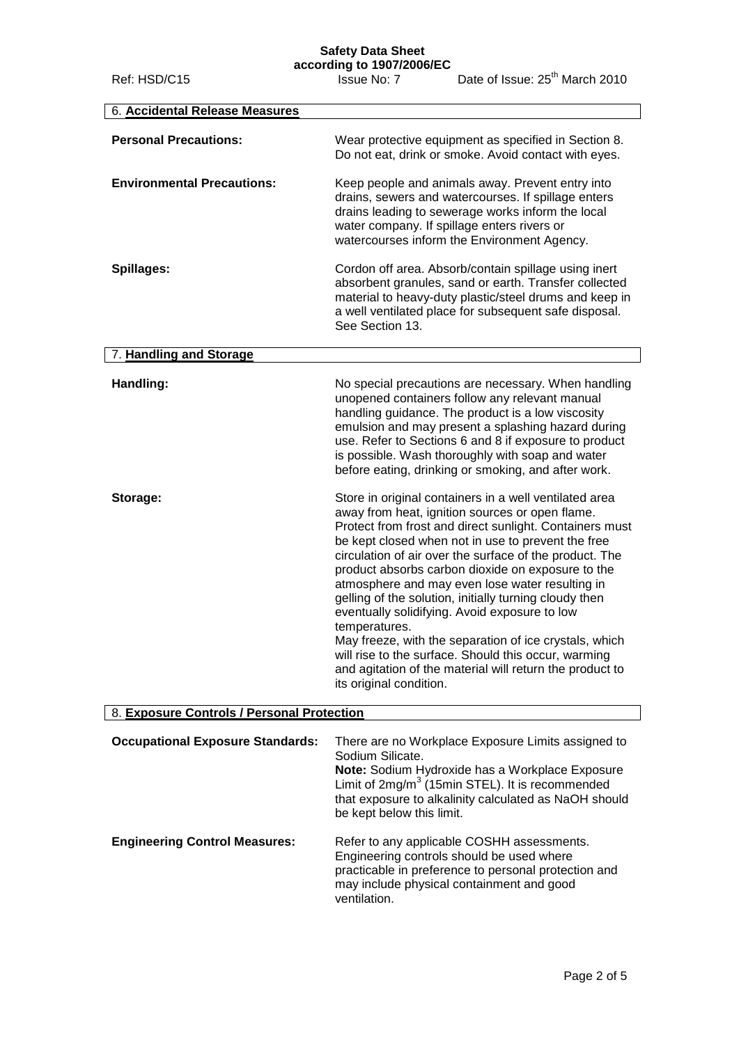## 6. Accidental Release Measures

**Personal Precautions:** Wear protective equipment as specified in Section 8. Do not eat, drink or smoke. Avoid contact with eyes.

**Environmental Precautions:** Keep people and animals away. Prevent entry into drains, sewers and watercourses. If spillage enters drains leading to sewerage works inform the local water company. If spillage enters rivers or watercourses inform the Environment Agency.

**Spillages:** Cordon off area. Absorb/contain spillage using inert absorbent granules, sand or earth. Transfer collected material to heavy-duty plastic/steel drums and keep in a well ventilated place for subsequent safe disposal. See Section 13.

## 7. Handling and Storage

**Handling:** No special precautions are necessary. When handling unopened containers follow any relevant manual handling guidance. The product is a low viscosity emulsion and may present a splashing hazard during use. Refer to Sections 6 and 8 if exposure to product is possible. Wash thoroughly with soap and water before eating, drinking or smoking, and after work.

**Storage:** Store in original containers in a well ventilated area away from heat, ignition sources or open flame. Protect from frost and direct sunlight. Containers must be kept closed when not in use to prevent the free circulation of air over the surface of the product. The product absorbs carbon dioxide on exposure to the atmosphere and may even lose water resulting in gelling of the solution, initially turning cloudy then eventually solidifying. Avoid exposure to low temperatures.
May freeze, with the separation of ice crystals, which will rise to the surface. Should this occur, warming and agitation of the material will return the product to its original condition.

## 8. Exposure Controls / Personal Protection

**Occupational Exposure Standards:** There are no Workplace Exposure Limits assigned to Sodium Silicate.
**Note:** Sodium Hydroxide has a Workplace Exposure Limit of $2mg/m^3$ (15min STEL). It is recommended that exposure to alkalinity calculated as NaOH should be kept below this limit.

**Engineering Control Measures:** Refer to any applicable COSHH assessments. Engineering controls should be used where practicable in preference to personal protection and may include physical containment and good ventilation.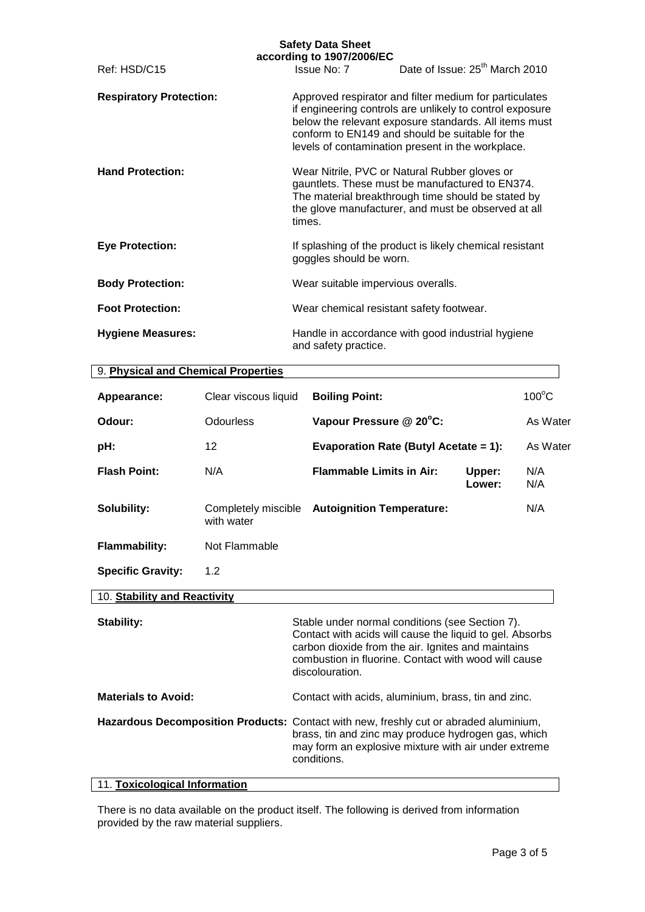**Respiratory Protection:** Approved respirator and filter medium for particulates if engineering controls are unlikely to control exposure below the relevant exposure standards. All items must conform to EN149 and should be suitable for the levels of contamination present in the workplace.

**Hand Protection:** Wear Nitrile, PVC or Natural Rubber gloves or gauntlets. These must be manufactured to EN374. The material breakthrough time should be stated by the glove manufacturer, and must be observed at all times.

**Eye Protection:** If splashing of the product is likely chemical resistant goggles should be worn.

**Body Protection:** Wear suitable impervious overalls.

**Foot Protection:** Wear chemical resistant safety footwear.

**Hygiene Measures:** Handle in accordance with good industrial hygiene and safety practice.

## 9. Physical and Chemical Properties

| | | | | |
|---|---|---|---|---|
| **Appearance:** | Clear viscous liquid | **Boiling Point:** | | $100^{o}C$ |
| **Odour:** | Odourless | **Vapour Pressure @ $20^{o}C$:** | | As Water |
| **pH:** | 12 | **Evaporation Rate (Butyl Acetate = 1):** | | As Water |
| **Flash Point:** | N/A | **Flammable Limits in Air:** | **Upper:**<br>**Lower:** | N/A<br>N/A |
| **Solubility:** | Completely miscible with water | **Autoignition Temperature:** | | N/A |
| **Flammability:** | Not Flammable | | | |
| **Specific Gravity:** | 1.2 | | | |

## 10. Stability and Reactivity

**Stability:** Stable under normal conditions (see Section 7). Contact with acids will cause the liquid to gel. Absorbs carbon dioxide from the air. Ignites and maintains combustion in fluorine. Contact with wood will cause discolouration.

**Materials to Avoid:** Contact with acids, aluminium, brass, tin and zinc.

**Hazardous Decomposition Products:** Contact with new, freshly cut or abraded aluminium, brass, tin and zinc may produce hydrogen gas, which may form an explosive mixture with air under extreme conditions.

## 11. Toxicological Information

There is no data available on the product itself. The following is derived from information provided by the raw material suppliers.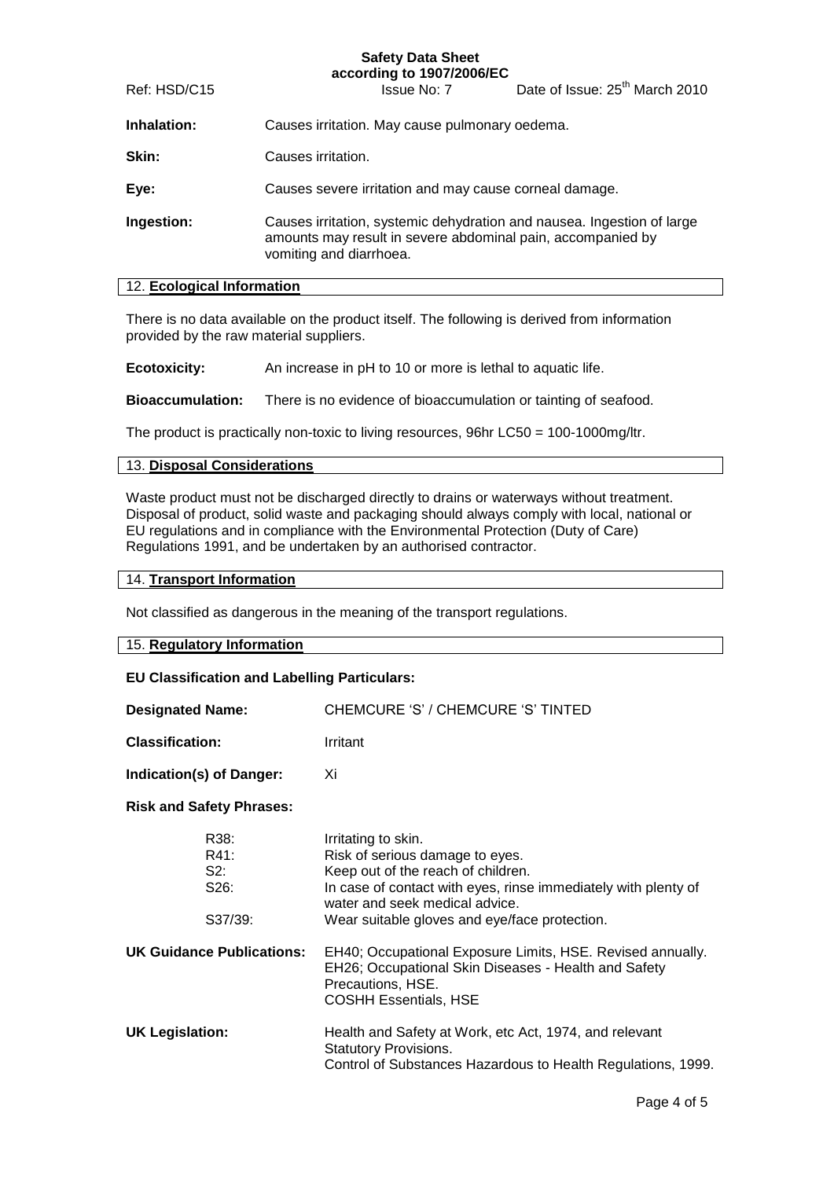**Inhalation:** Causes irritation. May cause pulmonary oedema.

**Skin:** Causes irritation.

**Eye:** Causes severe irritation and may cause corneal damage.

**Ingestion:** Causes irritation, systemic dehydration and nausea. Ingestion of large amounts may result in severe abdominal pain, accompanied by vomiting and diarrhoea.

## 12. Ecological Information

There is no data available on the product itself. The following is derived from information provided by the raw material suppliers.

**Ecotoxicity:** An increase in pH to 10 or more is lethal to aquatic life.

**Bioaccumulation:** There is no evidence of bioaccumulation or tainting of seafood.

The product is practically non-toxic to living resources, 96hr LC50 = 100-1000mg/ltr.

## 13. Disposal Considerations

Waste product must not be discharged directly to drains or waterways without treatment. Disposal of product, solid waste and packaging should always comply with local, national or EU regulations and in compliance with the Environmental Protection (Duty of Care) Regulations 1991, and be undertaken by an authorised contractor.

## 14. Transport Information

Not classified as dangerous in the meaning of the transport regulations.

## 15. Regulatory Information

**EU Classification and Labelling Particulars:**

**Designated Name:** CHEMCURE 'S' / CHEMCURE 'S' TINTED

**Classification:** Irritant

**Indication(s) of Danger:** Xi

**Risk and Safety Phrases:**

| | |
|---|---|
| R38: | Irritating to skin. |
| R41: | Risk of serious damage to eyes. |
| S2: | Keep out of the reach of children. |
| S26: | In case of contact with eyes, rinse immediately with plenty of water and seek medical advice. |
| S37/39: | Wear suitable gloves and eye/face protection. |

**UK Guidance Publications:** EH40; Occupational Exposure Limits, HSE. Revised annually.
EH26; Occupational Skin Diseases - Health and Safety Precautions, HSE.
COSHH Essentials, HSE

**UK Legislation:** Health and Safety at Work, etc Act, 1974, and relevant Statutory Provisions.
Control of Substances Hazardous to Health Regulations, 1999.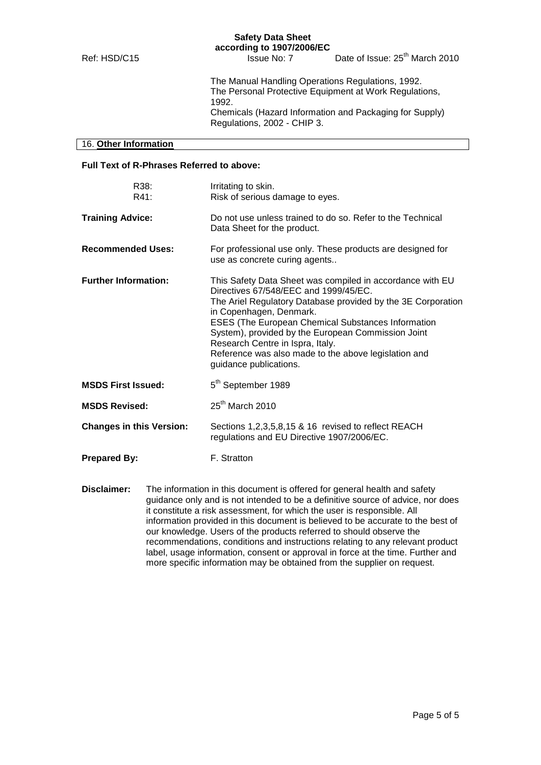The Manual Handling Operations Regulations, 1992.
The Personal Protective Equipment at Work Regulations, 1992.
Chemicals (Hazard Information and Packaging for Supply) Regulations, 2002 - CHIP 3.

## 16. Other Information

**Full Text of R-Phrases Referred to above:**

| | |
|---|---|
| R38: | Irritating to skin. |
| R41: | Risk of serious damage to eyes. |

**Training Advice:** Do not use unless trained to do so. Refer to the Technical Data Sheet for the product.

**Recommended Uses:** For professional use only. These products are designed for use as concrete curing agents..

**Further Information:** This Safety Data Sheet was compiled in accordance with EU Directives 67/548/EEC and 1999/45/EC.
The Ariel Regulatory Database provided by the 3E Corporation in Copenhagen, Denmark.
ESES (The European Chemical Substances Information System), provided by the European Commission Joint Research Centre in Ispra, Italy.
Reference was also made to the above legislation and guidance publications.

**MSDS First Issued:** 5th September 1989

**MSDS Revised:** 25th March 2010

**Changes in this Version:** Sections 1,2,3,5,8,15 & 16 revised to reflect REACH regulations and EU Directive 1907/2006/EC.

**Prepared By:** F. Stratton

**Disclaimer:** The information in this document is offered for general health and safety guidance only and is not intended to be a definitive source of advice, nor does it constitute a risk assessment, for which the user is responsible. All information provided in this document is believed to be accurate to the best of our knowledge. Users of the products referred to should observe the recommendations, conditions and instructions relating to any relevant product label, usage information, consent or approval in force at the time. Further and more specific information may be obtained from the supplier on request.